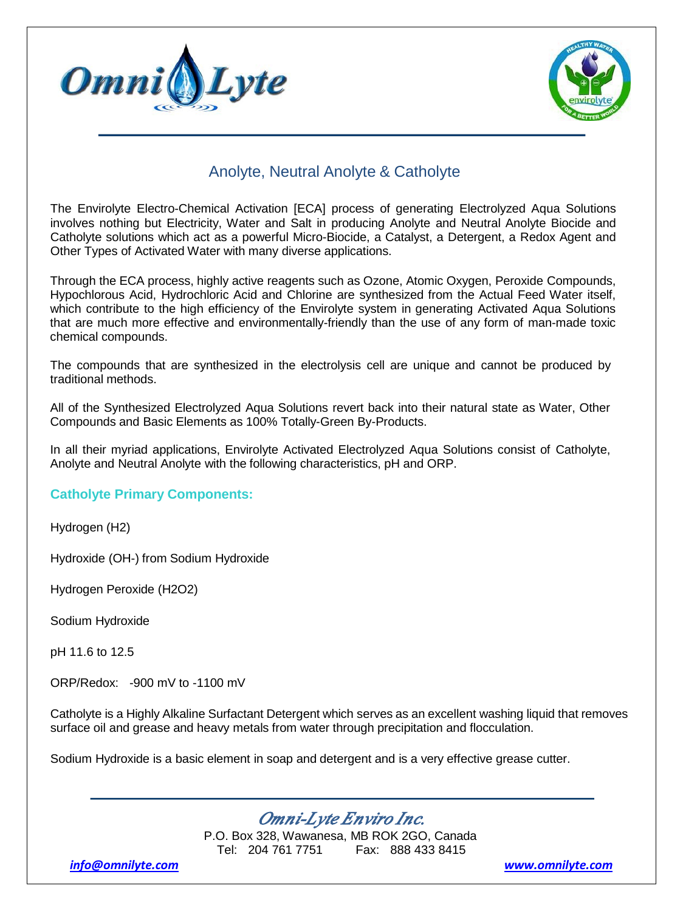# Anolyte, Neutral Anolyte & Catholyte

The Envirolyte Electro-Chemical Activation [ECA] process of generating Electrolyzed Aqua Solutions involves nothing but Electricity, Water and Salt in producing Anolyte and Neutral Anolyte Biocide and Catholyte solutions which act as a powerful Micro-Biocide, a Catalyst, a Detergent, a Redox Agent and Other Types of Activated Water with many diverse applications.

Through the ECA process, highly active reagents such as Ozone, Atomic Oxygen, Peroxide Compounds, Hypochlorous Acid, Hydrochloric Acid and Chlorine are synthesized from the Actual Feed Water itself, which contribute to the high efficiency of the Envirolyte system in generating Activated Aqua Solutions that are much more effective and environmentally-friendly than the use of any form of man-made toxic chemical compounds.

The compounds that are synthesized in the electrolysis cell are unique and cannot be produced by traditional methods.

All of the Synthesized Electrolyzed Aqua Solutions revert back into their natural state as Water, Other Compounds and Basic Elements as 100% Totally-Green By-Products.

In all their myriad applications, Envirolyte Activated Electrolyzed Aqua Solutions consist of Catholyte, Anolyte and Neutral Anolyte with the following characteristics, pH and ORP.

## Catholyte Primary Components:

Hydrogen ($H_2$)

Hydroxide ($OH^-$) from Sodium Hydroxide

Hydrogen Peroxide ($H_2O_2$)

Sodium Hydroxide

pH 11.6 to 12.5

ORP/Redox: -900 mV to -1100 mV

Catholyte is a Highly Alkaline Surfactant Detergent which serves as an excellent washing liquid that removes surface oil and grease and heavy metals from water through precipitation and flocculation.

Sodium Hydroxide is a basic element in soap and detergent and is a very effective grease cutter.

*Omni-Lyte Enviro Inc.*
P.O. Box 328, Wawanesa, MB ROK 2GO, Canada
Tel: 204 761 7751 Fax: 888 433 8415

info@omnilyte.com www.omnilyte.com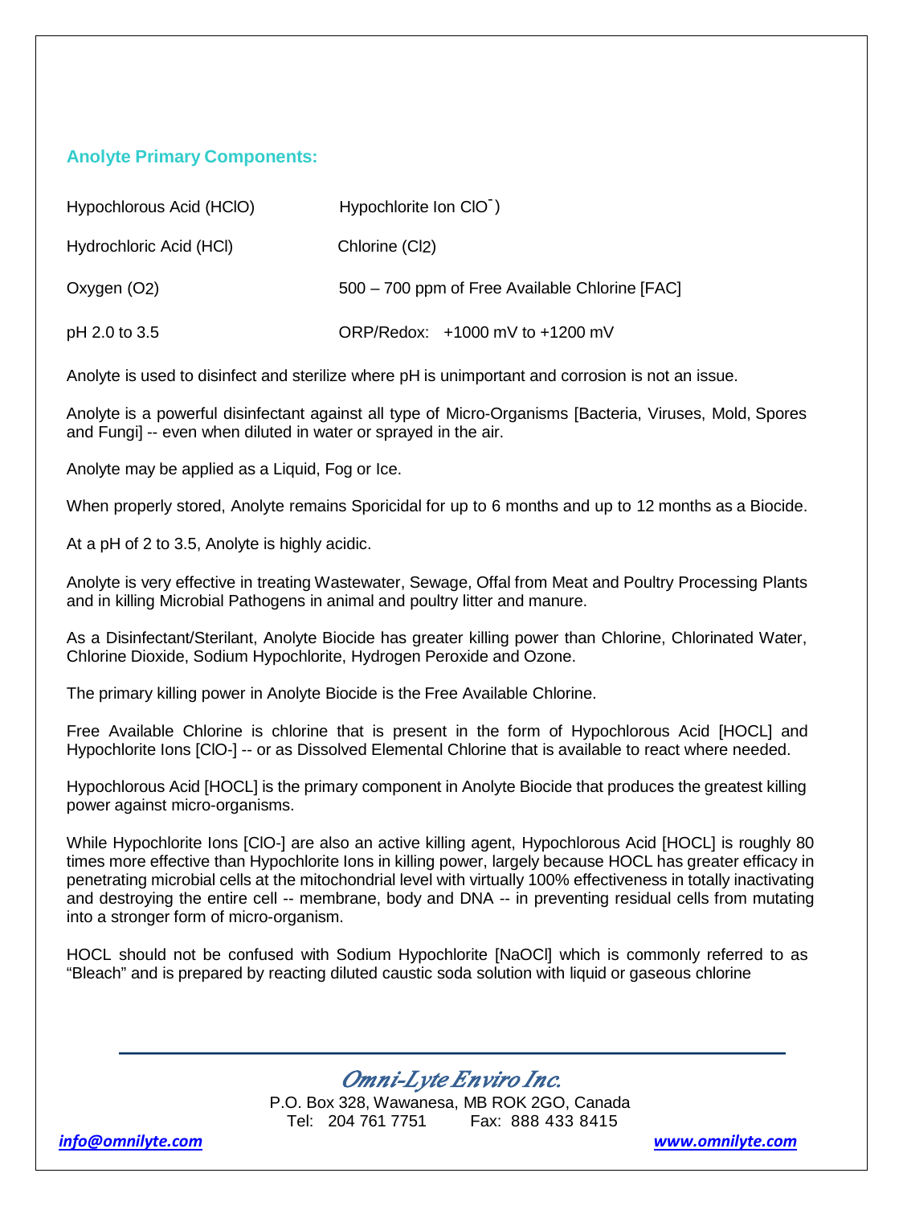## Anolyte Primary Components:

| | |
|---|---|
| Hypochlorous Acid (HClO) | Hypochlorite Ion $ClO^-$) |
| Hydrochloric Acid (HCl) | Chlorine ($Cl_2$) |
| Oxygen ($O_2$) | 500 – 700 ppm of Free Available Chlorine [FAC] |
| pH 2.0 to 3.5 | ORP/Redox: +1000 mV to +1200 mV |

Anolyte is used to disinfect and sterilize where pH is unimportant and corrosion is not an issue.

Anolyte is a powerful disinfectant against all type of Micro-Organisms [Bacteria, Viruses, Mold, Spores and Fungi] -- even when diluted in water or sprayed in the air.

Anolyte may be applied as a Liquid, Fog or Ice.

When properly stored, Anolyte remains Sporicidal for up to 6 months and up to 12 months as a Biocide.

At a pH of 2 to 3.5, Anolyte is highly acidic.

Anolyte is very effective in treating Wastewater, Sewage, Offal from Meat and Poultry Processing Plants and in killing Microbial Pathogens in animal and poultry litter and manure.

As a Disinfectant/Sterilant, Anolyte Biocide has greater killing power than Chlorine, Chlorinated Water, Chlorine Dioxide, Sodium Hypochlorite, Hydrogen Peroxide and Ozone.

The primary killing power in Anolyte Biocide is the Free Available Chlorine.

Free Available Chlorine is chlorine that is present in the form of Hypochlorous Acid [HOCL] and Hypochlorite Ions [ClO-] -- or as Dissolved Elemental Chlorine that is available to react where needed.

Hypochlorous Acid [HOCL] is the primary component in Anolyte Biocide that produces the greatest killing power against micro-organisms.

While Hypochlorite Ions [ClO-] are also an active killing agent, Hypochlorous Acid [HOCL] is roughly 80 times more effective than Hypochlorite Ions in killing power, largely because HOCL has greater efficacy in penetrating microbial cells at the mitochondrial level with virtually 100% effectiveness in totally inactivating and destroying the entire cell -- membrane, body and DNA -- in preventing residual cells from mutating into a stronger form of micro-organism.

HOCL should not be confused with Sodium Hypochlorite [NaOCl] which is commonly referred to as "Bleach" and is prepared by reacting diluted caustic soda solution with liquid or gaseous chlorine

*Omni-Lyte Enviro Inc.*

P.O. Box 328, Wawanesa, MB ROK 2GO, Canada
Tel: 204 761 7751 Fax: 888 433 8415

info@omnilyte.com www.omnilyte.com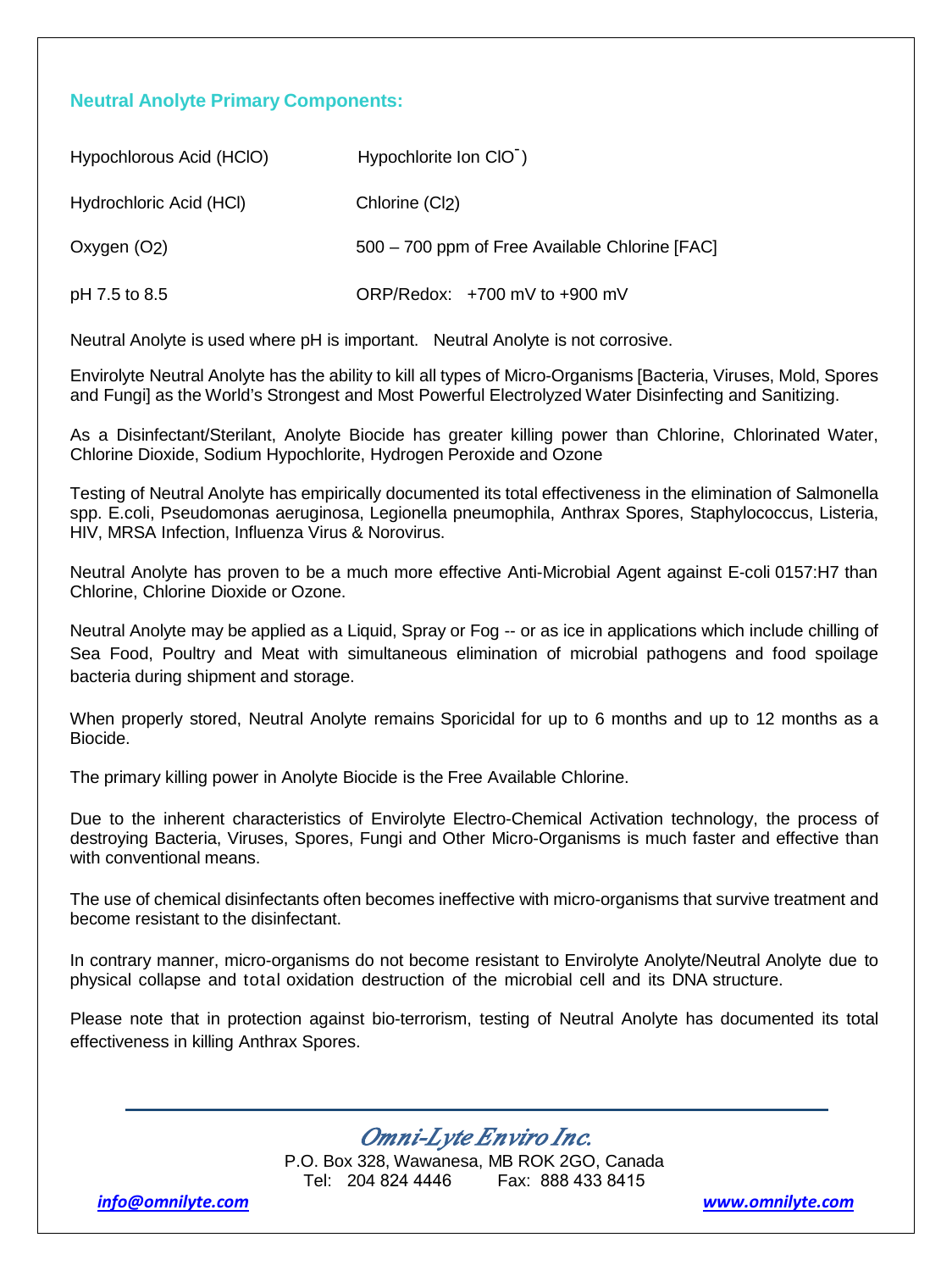## Neutral Anolyte Primary Components:

| | |
|---|---|
| Hypochlorous Acid (HClO) | Hypochlorite Ion $ClO^-$) |
| Hydrochloric Acid (HCl) | Chlorine ($Cl_2$) |
| Oxygen ($O_2$) | 500 – 700 ppm of Free Available Chlorine [FAC] |
| pH 7.5 to 8.5 | ORP/Redox: +700 mV to +900 mV |

Neutral Anolyte is used where pH is important. Neutral Anolyte is not corrosive.

Envirolyte Neutral Anolyte has the ability to kill all types of Micro-Organisms [Bacteria, Viruses, Mold, Spores and Fungi] as the World's Strongest and Most Powerful Electrolyzed Water Disinfecting and Sanitizing.

As a Disinfectant/Sterilant, Anolyte Biocide has greater killing power than Chlorine, Chlorinated Water, Chlorine Dioxide, Sodium Hypochlorite, Hydrogen Peroxide and Ozone

Testing of Neutral Anolyte has empirically documented its total effectiveness in the elimination of Salmonella spp. E.coli, Pseudomonas aeruginosa, Legionella pneumophila, Anthrax Spores, Staphylococcus, Listeria, HIV, MRSA Infection, Influenza Virus & Norovirus.

Neutral Anolyte has proven to be a much more effective Anti-Microbial Agent against E-coli 0157:H7 than Chlorine, Chlorine Dioxide or Ozone.

Neutral Anolyte may be applied as a Liquid, Spray or Fog -- or as ice in applications which include chilling of Sea Food, Poultry and Meat with simultaneous elimination of microbial pathogens and food spoilage bacteria during shipment and storage.

When properly stored, Neutral Anolyte remains Sporicidal for up to 6 months and up to 12 months as a Biocide.

The primary killing power in Anolyte Biocide is the Free Available Chlorine.

Due to the inherent characteristics of Envirolyte Electro-Chemical Activation technology, the process of destroying Bacteria, Viruses, Spores, Fungi and Other Micro-Organisms is much faster and effective than with conventional means.

The use of chemical disinfectants often becomes ineffective with micro-organisms that survive treatment and become resistant to the disinfectant.

In contrary manner, micro-organisms do not become resistant to Envirolyte Anolyte/Neutral Anolyte due to physical collapse and total oxidation destruction of the microbial cell and its DNA structure.

Please note that in protection against bio-terrorism, testing of Neutral Anolyte has documented its total effectiveness in killing Anthrax Spores.

---

*Omni-Lyte Enviro Inc.*

P.O. Box 328, Wawanesa, MB ROK 2GO, Canada

Tel: 204 824 4446 Fax: 888 433 8415

*info@omnilyte.com* *www.omnilyte.com*